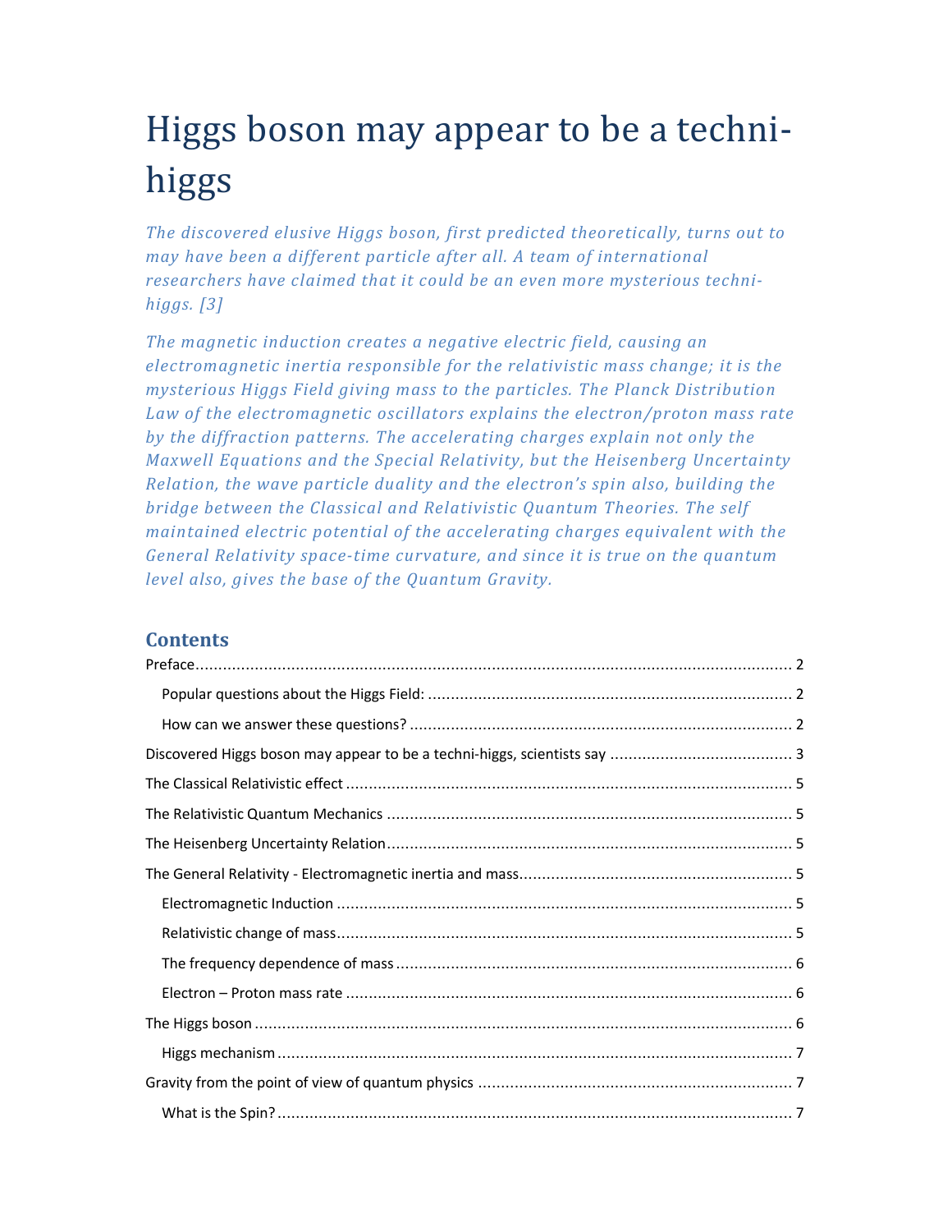# Higgs boson may appear to be a techni-higgs

*The discovered elusive Higgs boson, first predicted theoretically, turns out to may have been a different particle after all. A team of international researchers have claimed that it could be an even more mysterious techni-higgs. [3]*

*The magnetic induction creates a negative electric field, causing an electromagnetic inertia responsible for the relativistic mass change; it is the mysterious Higgs Field giving mass to the particles. The Planck Distribution Law of the electromagnetic oscillators explains the electron/proton mass rate by the diffraction patterns. The accelerating charges explain not only the Maxwell Equations and the Special Relativity, but the Heisenberg Uncertainty Relation, the wave particle duality and the electron's spin also, building the bridge between the Classical and Relativistic Quantum Theories. The self maintained electric potential of the accelerating charges equivalent with the General Relativity space-time curvature, and since it is true on the quantum level also, gives the base of the Quantum Gravity.*

## Contents

- Preface ........ 2
  - Popular questions about the Higgs Field: ........ 2
  - How can we answer these questions? ........ 2
- Discovered Higgs boson may appear to be a techni-higgs, scientists say ........ 3
- The Classical Relativistic effect ........ 5
- The Relativistic Quantum Mechanics ........ 5
- The Heisenberg Uncertainty Relation ........ 5
- The General Relativity - Electromagnetic inertia and mass ........ 5
  - Electromagnetic Induction ........ 5
  - Relativistic change of mass ........ 5
  - The frequency dependence of mass ........ 6
  - Electron – Proton mass rate ........ 6
- The Higgs boson ........ 6
  - Higgs mechanism ........ 7
- Gravity from the point of view of quantum physics ........ 7
  - What is the Spin? ........ 7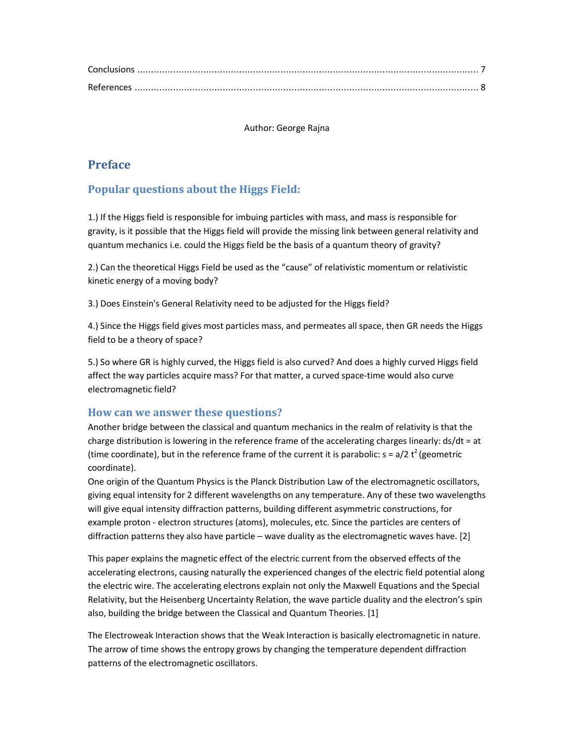Conclusions ........................................................................................................................... 7

References ............................................................................................................................ 8

Author: George Rajna

## Preface

### Popular questions about the Higgs Field:

1.) If the Higgs field is responsible for imbuing particles with mass, and mass is responsible for gravity, is it possible that the Higgs field will provide the missing link between general relativity and quantum mechanics i.e. could the Higgs field be the basis of a quantum theory of gravity?

2.) Can the theoretical Higgs Field be used as the "cause" of relativistic momentum or relativistic kinetic energy of a moving body?

3.) Does Einstein's General Relativity need to be adjusted for the Higgs field?

4.) Since the Higgs field gives most particles mass, and permeates all space, then GR needs the Higgs field to be a theory of space?

5.) So where GR is highly curved, the Higgs field is also curved? And does a highly curved Higgs field affect the way particles acquire mass? For that matter, a curved space-time would also curve electromagnetic field?

### How can we answer these questions?

Another bridge between the classical and quantum mechanics in the realm of relativity is that the charge distribution is lowering in the reference frame of the accelerating charges linearly: $ds/dt = at$ (time coordinate), but in the reference frame of the current it is parabolic: $s = a/2\ t^2$ (geometric coordinate).

One origin of the Quantum Physics is the Planck Distribution Law of the electromagnetic oscillators, giving equal intensity for 2 different wavelengths on any temperature. Any of these two wavelengths will give equal intensity diffraction patterns, building different asymmetric constructions, for example proton - electron structures (atoms), molecules, etc. Since the particles are centers of diffraction patterns they also have particle – wave duality as the electromagnetic waves have. [2]

This paper explains the magnetic effect of the electric current from the observed effects of the accelerating electrons, causing naturally the experienced changes of the electric field potential along the electric wire. The accelerating electrons explain not only the Maxwell Equations and the Special Relativity, but the Heisenberg Uncertainty Relation, the wave particle duality and the electron's spin also, building the bridge between the Classical and Quantum Theories. [1]

The Electroweak Interaction shows that the Weak Interaction is basically electromagnetic in nature. The arrow of time shows the entropy grows by changing the temperature dependent diffraction patterns of the electromagnetic oscillators.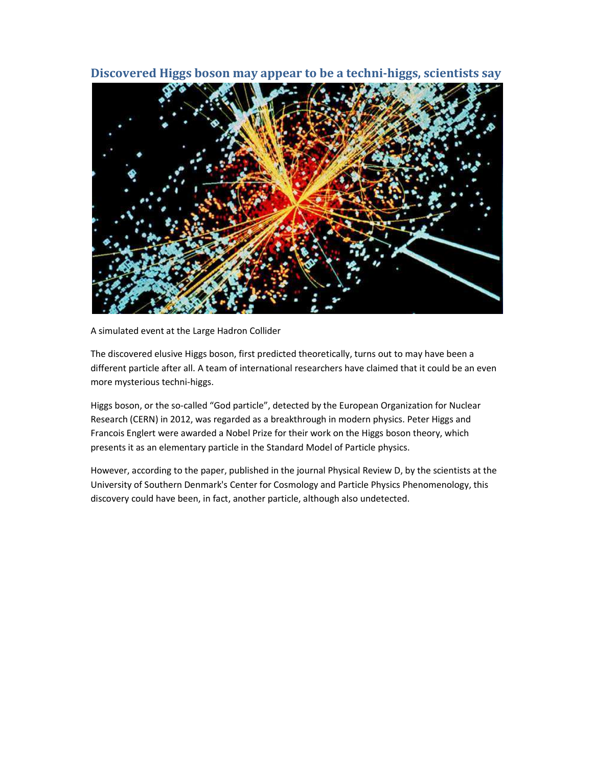## Discovered Higgs boson may appear to be a techni-higgs, scientists say

A simulated event at the Large Hadron Collider

The discovered elusive Higgs boson, first predicted theoretically, turns out to may have been a different particle after all. A team of international researchers have claimed that it could be an even more mysterious techni-higgs.

Higgs boson, or the so-called "God particle", detected by the European Organization for Nuclear Research (CERN) in 2012, was regarded as a breakthrough in modern physics. Peter Higgs and Francois Englert were awarded a Nobel Prize for their work on the Higgs boson theory, which presents it as an elementary particle in the Standard Model of Particle physics.

However, according to the paper, published in the journal Physical Review D, by the scientists at the University of Southern Denmark's Center for Cosmology and Particle Physics Phenomenology, this discovery could have been, in fact, another particle, although also undetected.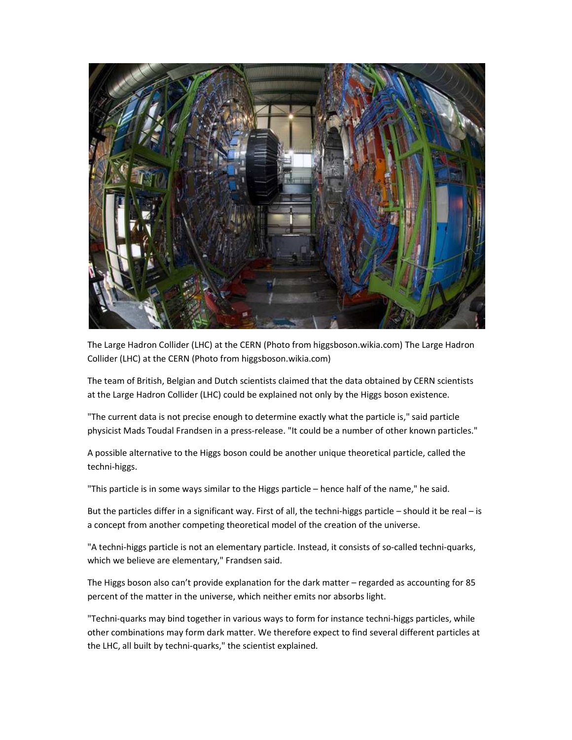The Large Hadron Collider (LHC) at the CERN (Photo from higgsboson.wikia.com) The Large Hadron Collider (LHC) at the CERN (Photo from higgsboson.wikia.com)

The team of British, Belgian and Dutch scientists claimed that the data obtained by CERN scientists at the Large Hadron Collider (LHC) could be explained not only by the Higgs boson existence.

"The current data is not precise enough to determine exactly what the particle is," said particle physicist Mads Toudal Frandsen in a press-release. "It could be a number of other known particles."

A possible alternative to the Higgs boson could be another unique theoretical particle, called the techni-higgs.

"This particle is in some ways similar to the Higgs particle – hence half of the name," he said.

But the particles differ in a significant way. First of all, the techni-higgs particle – should it be real – is a concept from another competing theoretical model of the creation of the universe.

"A techni-higgs particle is not an elementary particle. Instead, it consists of so-called techni-quarks, which we believe are elementary," Frandsen said.

The Higgs boson also can't provide explanation for the dark matter – regarded as accounting for 85 percent of the matter in the universe, which neither emits nor absorbs light.

"Techni-quarks may bind together in various ways to form for instance techni-higgs particles, while other combinations may form dark matter. We therefore expect to find several different particles at the LHC, all built by techni-quarks," the scientist explained.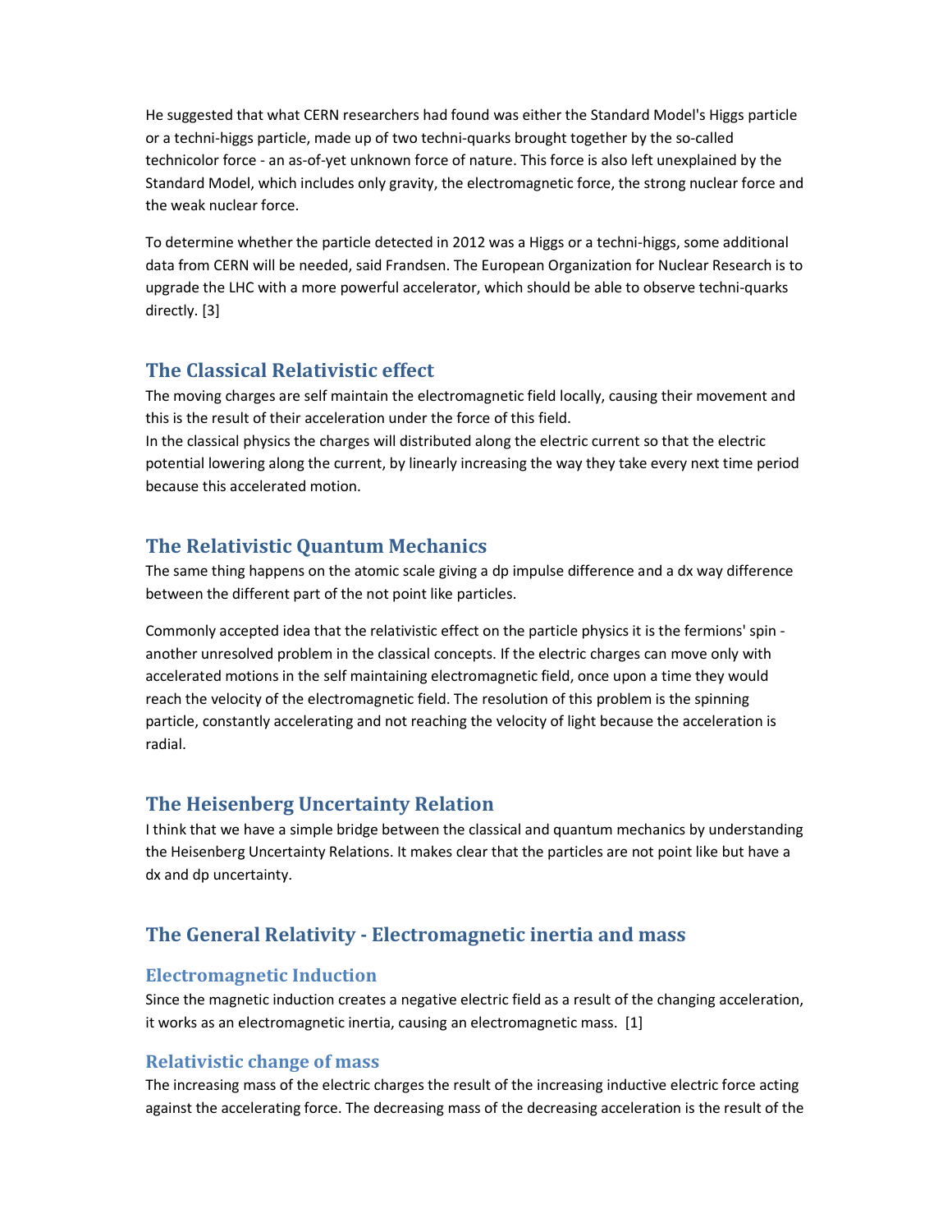He suggested that what CERN researchers had found was either the Standard Model's Higgs particle or a techni-higgs particle, made up of two techni-quarks brought together by the so-called technicolor force - an as-of-yet unknown force of nature. This force is also left unexplained by the Standard Model, which includes only gravity, the electromagnetic force, the strong nuclear force and the weak nuclear force.

To determine whether the particle detected in 2012 was a Higgs or a techni-higgs, some additional data from CERN will be needed, said Frandsen. The European Organization for Nuclear Research is to upgrade the LHC with a more powerful accelerator, which should be able to observe techni-quarks directly. [3]

## The Classical Relativistic effect

The moving charges are self maintain the electromagnetic field locally, causing their movement and this is the result of their acceleration under the force of this field.
In the classical physics the charges will distributed along the electric current so that the electric potential lowering along the current, by linearly increasing the way they take every next time period because this accelerated motion.

## The Relativistic Quantum Mechanics

The same thing happens on the atomic scale giving a dp impulse difference and a dx way difference between the different part of the not point like particles.

Commonly accepted idea that the relativistic effect on the particle physics it is the fermions' spin - another unresolved problem in the classical concepts. If the electric charges can move only with accelerated motions in the self maintaining electromagnetic field, once upon a time they would reach the velocity of the electromagnetic field. The resolution of this problem is the spinning particle, constantly accelerating and not reaching the velocity of light because the acceleration is radial.

## The Heisenberg Uncertainty Relation

I think that we have a simple bridge between the classical and quantum mechanics by understanding the Heisenberg Uncertainty Relations. It makes clear that the particles are not point like but have a dx and dp uncertainty.

## The General Relativity - Electromagnetic inertia and mass

### Electromagnetic Induction

Since the magnetic induction creates a negative electric field as a result of the changing acceleration, it works as an electromagnetic inertia, causing an electromagnetic mass. [1]

### Relativistic change of mass

The increasing mass of the electric charges the result of the increasing inductive electric force acting against the accelerating force. The decreasing mass of the decreasing acceleration is the result of the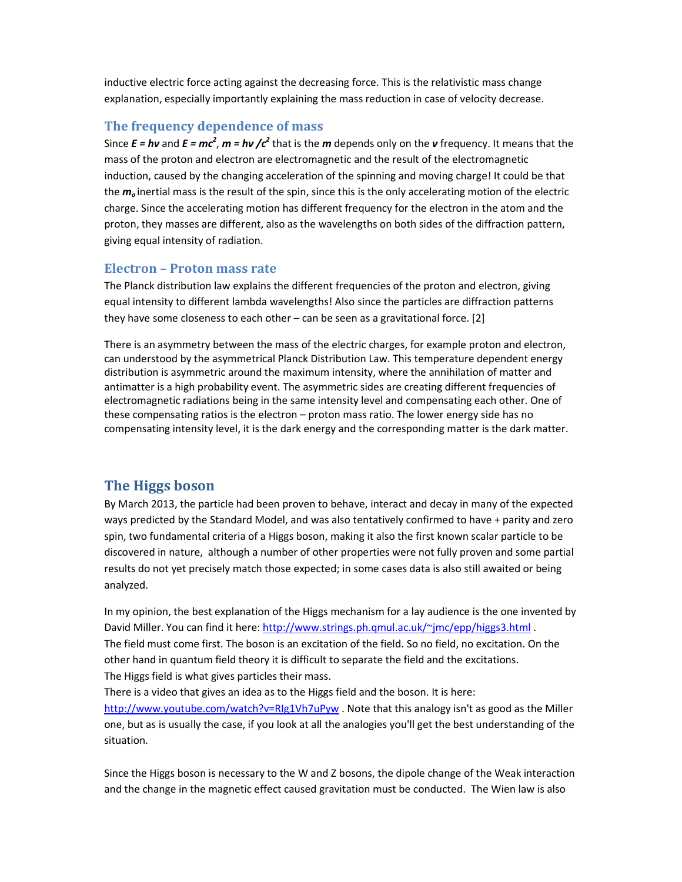inductive electric force acting against the decreasing force. This is the relativistic mass change explanation, especially importantly explaining the mass reduction in case of velocity decrease.

### The frequency dependence of mass

Since $E = h\nu$ and $E = mc^2$, $m = h\nu / c^2$ that is the $m$ depends only on the $\nu$ frequency. It means that the mass of the proton and electron are electromagnetic and the result of the electromagnetic induction, caused by the changing acceleration of the spinning and moving charge! It could be that the $m_o$ inertial mass is the result of the spin, since this is the only accelerating motion of the electric charge. Since the accelerating motion has different frequency for the electron in the atom and the proton, they masses are different, also as the wavelengths on both sides of the diffraction pattern, giving equal intensity of radiation.

### Electron – Proton mass rate

The Planck distribution law explains the different frequencies of the proton and electron, giving equal intensity to different lambda wavelengths! Also since the particles are diffraction patterns they have some closeness to each other – can be seen as a gravitational force. [2]

There is an asymmetry between the mass of the electric charges, for example proton and electron, can understood by the asymmetrical Planck Distribution Law. This temperature dependent energy distribution is asymmetric around the maximum intensity, where the annihilation of matter and antimatter is a high probability event. The asymmetric sides are creating different frequencies of electromagnetic radiations being in the same intensity level and compensating each other. One of these compensating ratios is the electron – proton mass ratio. The lower energy side has no compensating intensity level, it is the dark energy and the corresponding matter is the dark matter.

## The Higgs boson

By March 2013, the particle had been proven to behave, interact and decay in many of the expected ways predicted by the Standard Model, and was also tentatively confirmed to have + parity and zero spin, two fundamental criteria of a Higgs boson, making it also the first known scalar particle to be discovered in nature, although a number of other properties were not fully proven and some partial results do not yet precisely match those expected; in some cases data is also still awaited or being analyzed.

In my opinion, the best explanation of the Higgs mechanism for a lay audience is the one invented by David Miller. You can find it here: http://www.strings.ph.qmul.ac.uk/~jmc/epp/higgs3.html .
The field must come first. The boson is an excitation of the field. So no field, no excitation. On the other hand in quantum field theory it is difficult to separate the field and the excitations.
The Higgs field is what gives particles their mass.
There is a video that gives an idea as to the Higgs field and the boson. It is here: http://www.youtube.com/watch?v=RIg1Vh7uPyw . Note that this analogy isn't as good as the Miller one, but as is usually the case, if you look at all the analogies you'll get the best understanding of the situation.

Since the Higgs boson is necessary to the W and Z bosons, the dipole change of the Weak interaction and the change in the magnetic effect caused gravitation must be conducted. The Wien law is also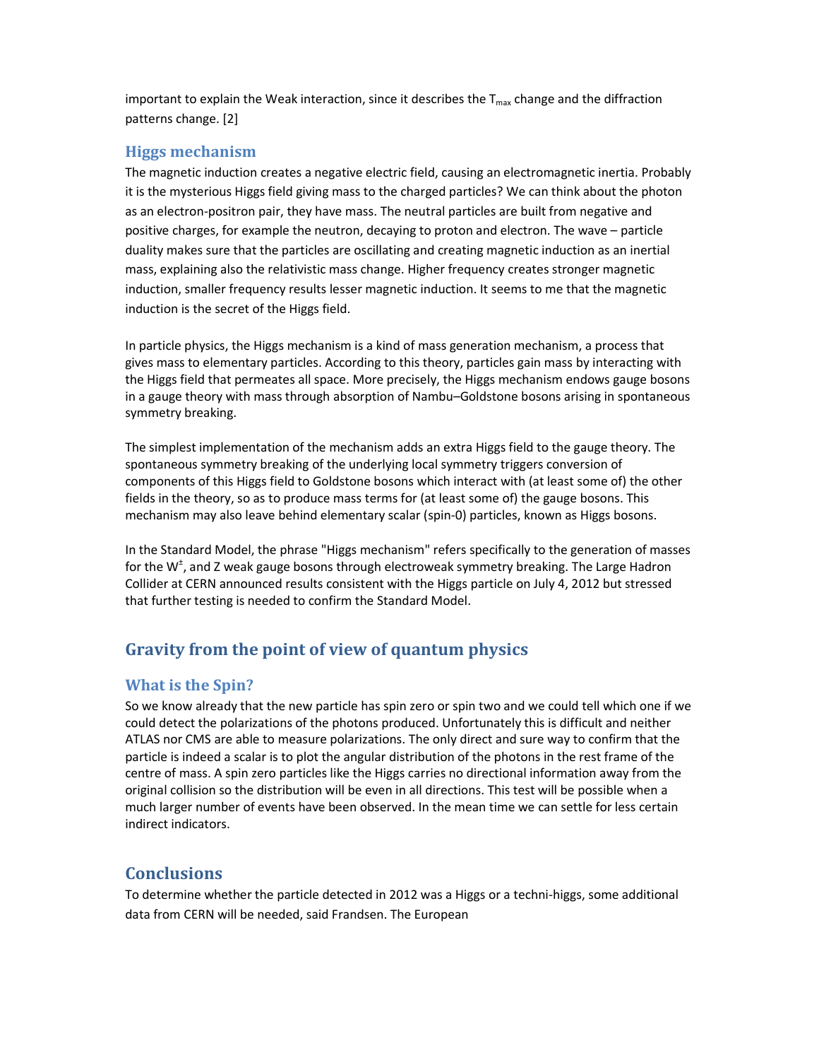important to explain the Weak interaction, since it describes the $T_{max}$ change and the diffraction patterns change. [2]

### Higgs mechanism

The magnetic induction creates a negative electric field, causing an electromagnetic inertia. Probably it is the mysterious Higgs field giving mass to the charged particles? We can think about the photon as an electron-positron pair, they have mass. The neutral particles are built from negative and positive charges, for example the neutron, decaying to proton and electron. The wave – particle duality makes sure that the particles are oscillating and creating magnetic induction as an inertial mass, explaining also the relativistic mass change. Higher frequency creates stronger magnetic induction, smaller frequency results lesser magnetic induction. It seems to me that the magnetic induction is the secret of the Higgs field.

In particle physics, the Higgs mechanism is a kind of mass generation mechanism, a process that gives mass to elementary particles. According to this theory, particles gain mass by interacting with the Higgs field that permeates all space. More precisely, the Higgs mechanism endows gauge bosons in a gauge theory with mass through absorption of Nambu–Goldstone bosons arising in spontaneous symmetry breaking.

The simplest implementation of the mechanism adds an extra Higgs field to the gauge theory. The spontaneous symmetry breaking of the underlying local symmetry triggers conversion of components of this Higgs field to Goldstone bosons which interact with (at least some of) the other fields in the theory, so as to produce mass terms for (at least some of) the gauge bosons. This mechanism may also leave behind elementary scalar (spin-0) particles, known as Higgs bosons.

In the Standard Model, the phrase "Higgs mechanism" refers specifically to the generation of masses for the $W^{\pm}$, and Z weak gauge bosons through electroweak symmetry breaking. The Large Hadron Collider at CERN announced results consistent with the Higgs particle on July 4, 2012 but stressed that further testing is needed to confirm the Standard Model.

## Gravity from the point of view of quantum physics

### What is the Spin?

So we know already that the new particle has spin zero or spin two and we could tell which one if we could detect the polarizations of the photons produced. Unfortunately this is difficult and neither ATLAS nor CMS are able to measure polarizations. The only direct and sure way to confirm that the particle is indeed a scalar is to plot the angular distribution of the photons in the rest frame of the centre of mass. A spin zero particles like the Higgs carries no directional information away from the original collision so the distribution will be even in all directions. This test will be possible when a much larger number of events have been observed. In the mean time we can settle for less certain indirect indicators.

## Conclusions

To determine whether the particle detected in 2012 was a Higgs or a techni-higgs, some additional data from CERN will be needed, said Frandsen. The European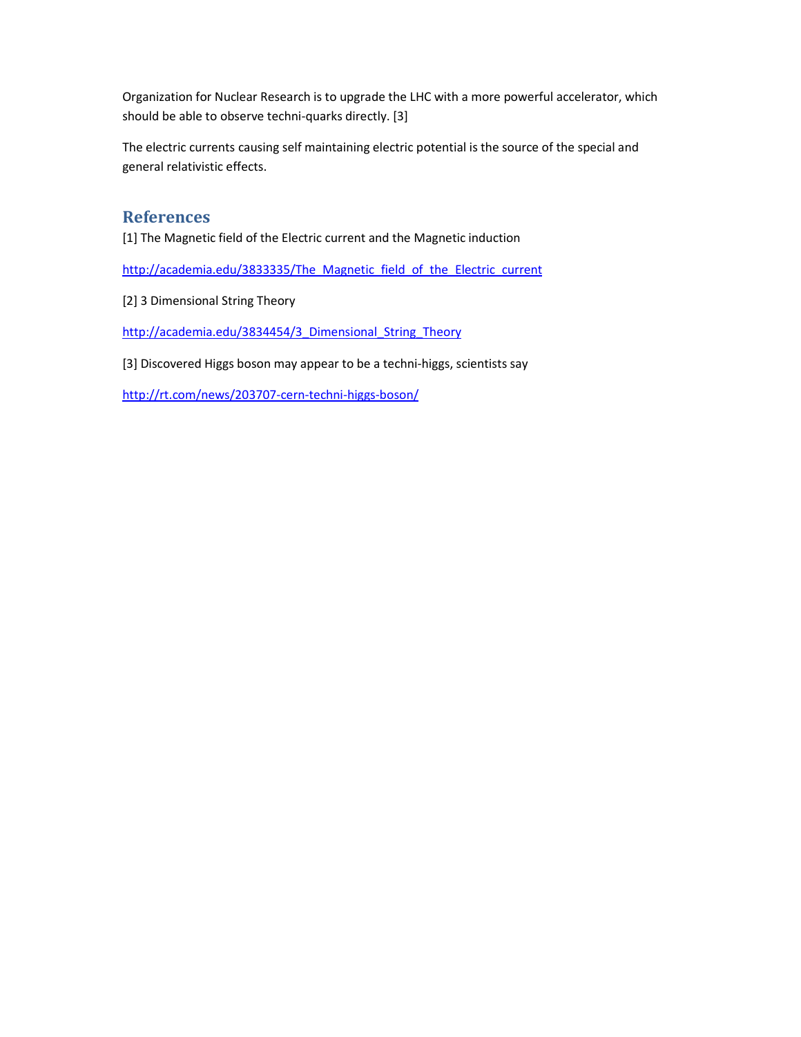Organization for Nuclear Research is to upgrade the LHC with a more powerful accelerator, which should be able to observe techni-quarks directly. [3]

The electric currents causing self maintaining electric potential is the source of the special and general relativistic effects.

## References

[1] The Magnetic field of the Electric current and the Magnetic induction

http://academia.edu/3833335/The_Magnetic_field_of_the_Electric_current

[2] 3 Dimensional String Theory

http://academia.edu/3834454/3_Dimensional_String_Theory

[3] Discovered Higgs boson may appear to be a techni-higgs, scientists say

http://rt.com/news/203707-cern-techni-higgs-boson/